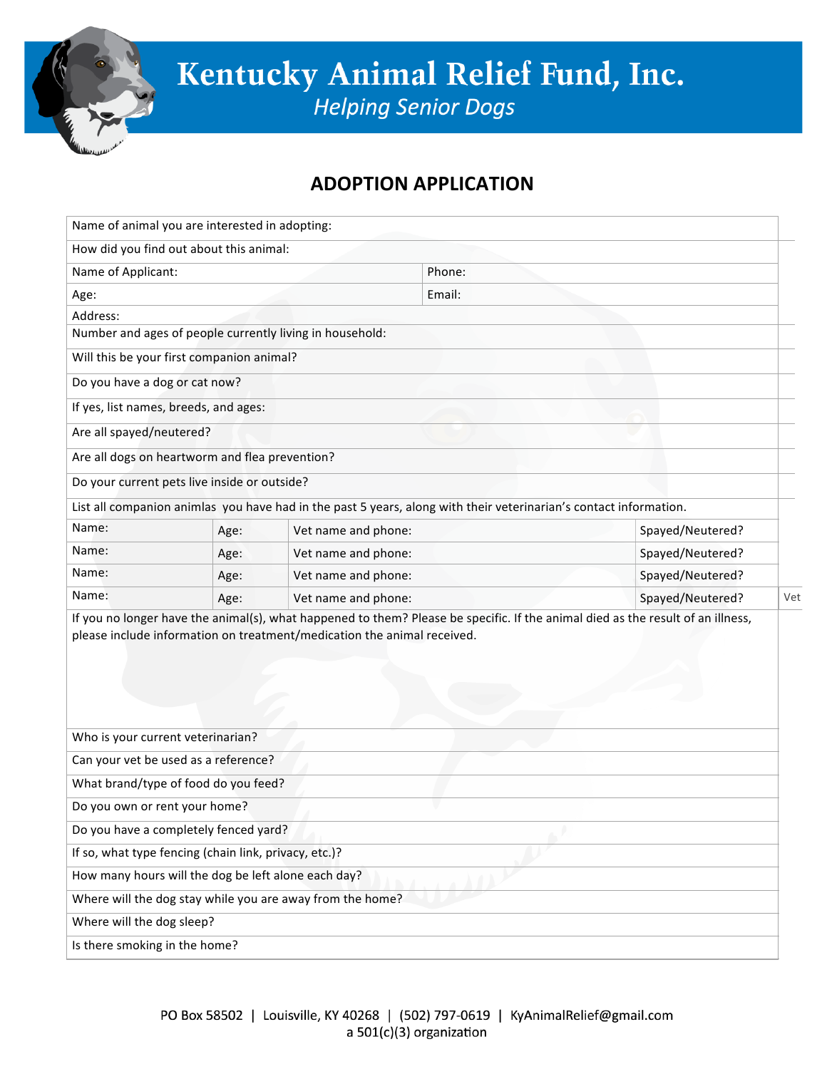# Kentucky Animal Relief Fund, Inc.

*Helping Senior Dogs*

## ADOPTION APPLICATION

| | | | |
|---|---|---|---|
| Name of animal you are interested in adopting: | | | |
| How did you find out about this animal: | | | |
| Name of Applicant: | | Phone: | |
| Age: | | Email: | |
| Address: | | | |
| Number and ages of people currently living in household: | | | |
| Will this be your first companion animal? | | | |
| Do you have a dog or cat now? | | | |
| If yes, list names, breeds, and ages: | | | |
| Are all spayed/neutered? | | | |
| Are all dogs on heartworm and flea prevention? | | | |
| Do your current pets live inside or outside? | | | |
| List all companion animlas you have had in the past 5 years, along with their veterinarian's contact information. | | | |
| Name: | Age: | Vet name and phone: | Spayed/Neutered? |
| Name: | Age: | Vet name and phone: | Spayed/Neutered? |
| Name: | Age: | Vet name and phone: | Spayed/Neutered? |
| Name: | Age: | Vet name and phone: | Spayed/Neutered? |
| If you no longer have the animal(s), what happened to them? Please be specific. If the animal died as the result of an illness, please include information on treatment/medication the animal received. | | | |
| Who is your current veterinarian? | | | |
| Can your vet be used as a reference? | | | |
| What brand/type of food do you feed? | | | |
| Do you own or rent your home? | | | |
| Do you have a completely fenced yard? | | | |
| If so, what type fencing (chain link, privacy, etc.)? | | | |
| How many hours will the dog be left alone each day? | | | |
| Where will the dog stay while you are away from the home? | | | |
| Where will the dog sleep? | | | |
| Is there smoking in the home? | | | |

Vet

PO Box 58502 | Louisville, KY 40268 | (502) 797-0619 | KyAnimalRelief@gmail.com
a 501(c)(3) organization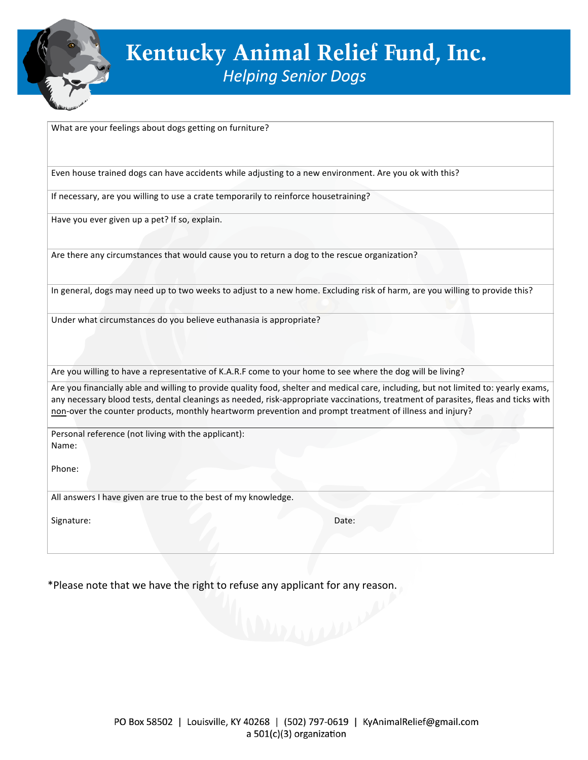# Kentucky Animal Relief Fund, Inc.

*Helping Senior Dogs*

What are your feelings about dogs getting on furniture?

Even house trained dogs can have accidents while adjusting to a new environment. Are you ok with this?

If necessary, are you willing to use a crate temporarily to reinforce housetraining?

Have you ever given up a pet? If so, explain.

Are there any circumstances that would cause you to return a dog to the rescue organization?

In general, dogs may need up to two weeks to adjust to a new home. Excluding risk of harm, are you willing to provide this?

Under what circumstances do you believe euthanasia is appropriate?

Are you willing to have a representative of K.A.R.F come to your home to see where the dog will be living?

Are you financially able and willing to provide quality food, shelter and medical care, including, but not limited to: yearly exams, any necessary blood tests, dental cleanings as needed, risk-appropriate vaccinations, treatment of parasites, fleas and ticks with non-over the counter products, monthly heartworm prevention and prompt treatment of illness and injury?

Personal reference (not living with the applicant):
Name:

Phone:

All answers I have given are true to the best of my knowledge.

Signature: Date:

*Please note that we have the right to refuse any applicant for any reason.

PO Box 58502 | Louisville, KY 40268 | (502) 797-0619 | KyAnimalRelief@gmail.com
a 501(c)(3) organization